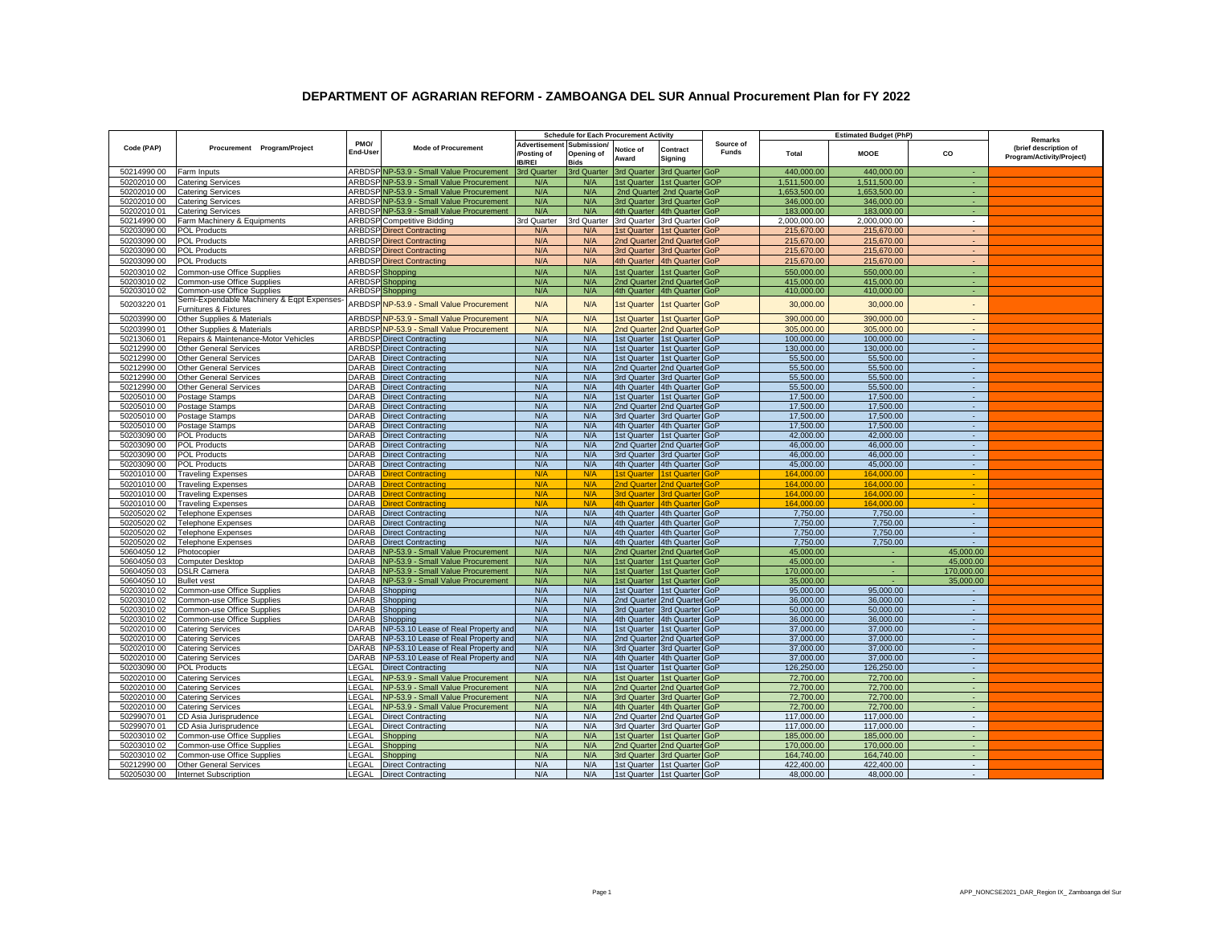# DEPARTMENT OF AGRARIAN REFORM - ZAMBOANGA DEL SUR Annual Procurement Plan for FY 2022

| Code (PAP) | Procurement Program/Project | PMO/ End-User | Mode of Procurement | Schedule for Each Procurement Activity | | | | Source of Funds | Estimated Budget (PhP) | | | Remarks (brief description of Program/Activity/Project) |
|---|---|---|---|---|---|---|---|---|---|---|---|---|
| | | | | Advertisement /Posting of IB/REI | Submission/ Opening of Bids | Notice of Award | Contract Signing | | Total | MOOE | CO | |
| 50214990 00 | Farm Inputs | ARBDSP | NP-53.9 - Small Value Procurement | 3rd Quarter | 3rd Quarter | 3rd Quarter | 3rd Quarter | GoP | 440,000.00 | 440,000.00 | - | |
| 50202010 00 | Catering Services | ARBDSP | NP-53.9 - Small Value Procurement | N/A | N/A | 1st Quarter | 1st Quarter | GOP | 1,511,500.00 | 1,511,500.00 | - | |
| 50202010 00 | Catering Services | ARBDSP | NP-53.9 - Small Value Procurement | N/A | N/A | 2nd Quarter | 2nd Quarter | GoP | 1,653,500.00 | 1,653,500.00 | - | |
| 50202010 00 | Catering Services | ARBDSP | NP-53.9 - Small Value Procurement | N/A | N/A | 3rd Quarter | 3rd Quarter | GoP | 346,000.00 | 346,000.00 | - | |
| 50202010 01 | Catering Services | ARBDSP | NP-53.9 - Small Value Procurement | N/A | N/A | 4th Quarter | 4th Quarter | GoP | 183,000.00 | 183,000.00 | - | |
| 50214990 00 | Farm Machinery & Equipments | ARBDSP | Competitive Bidding | 3rd Quarter | 3rd Quarter | 3rd Quarter | 3rd Quarter | GoP | 2,000,000.00 | 2,000,000.00 | - | |
| 50203090 00 | POL Products | ARBDSP | Direct Contracting | N/A | N/A | 1st Quarter | 1st Quarter | GoP | 215,670.00 | 215,670.00 | - | |
| 50203090 00 | POL Products | ARBDSP | Direct Contracting | N/A | N/A | 2nd Quarter | 2nd Quarter | GoP | 215,670.00 | 215,670.00 | - | |
| 50203090 00 | POL Products | ARBDSP | Direct Contracting | N/A | N/A | 3rd Quarter | 3rd Quarter | GoP | 215,670.00 | 215,670.00 | - | |
| 50203090 00 | POL Products | ARBDSP | Direct Contracting | N/A | N/A | 4th Quarter | 4th Quarter | GoP | 215,670.00 | 215,670.00 | - | |
| 50203010 02 | Common-use Office Supplies | ARBDSP | Shopping | N/A | N/A | 1st Quarter | 1st Quarter | GoP | 550,000.00 | 550,000.00 | - | |
| 50203010 02 | Common-use Office Supplies | ARBDSP | Shopping | N/A | N/A | 2nd Quarter | 2nd Quarter | GoP | 415,000.00 | 415,000.00 | - | |
| 50203010 02 | Common-use Office Supplies | ARBDSP | Shopping | N/A | N/A | 4th Quarter | 4th Quarter | GoP | 410,000.00 | 410,000.00 | - | |
| 50203220 01 | Semi-Expendable Machinery & Eqpt Expenses-Furnitures & Fixtures | ARBDSP | NP-53.9 - Small Value Procurement | N/A | N/A | 1st Quarter | 1st Quarter | GoP | 30,000.00 | 30,000.00 | - | |
| 50203990 00 | Other Supplies & Materials | ARBDSP | NP-53.9 - Small Value Procurement | N/A | N/A | 1st Quarter | 1st Quarter | GoP | 390,000.00 | 390,000.00 | - | |
| 50203990 01 | Other Supplies & Materials | ARBDSP | NP-53.9 - Small Value Procurement | N/A | N/A | 2nd Quarter | 2nd Quarter | GoP | 305,000.00 | 305,000.00 | - | |
| 50213060 01 | Repairs & Maintenance-Motor Vehicles | ARBDSP | Direct Contracting | N/A | N/A | 1st Quarter | 1st Quarter | GoP | 100,000.00 | 100,000.00 | - | |
| 50212990 00 | Other General Services | ARBDSP | Direct Contracting | N/A | N/A | 1st Quarter | 1st Quarter | GoP | 130,000.00 | 130,000.00 | - | |
| 50212990 00 | Other General Services | DARAB | Direct Contracting | N/A | N/A | 1st Quarter | 1st Quarter | GoP | 55,500.00 | 55,500.00 | - | |
| 50212990 00 | Other General Services | DARAB | Direct Contracting | N/A | N/A | 2nd Quarter | 2nd Quarter | GoP | 55,500.00 | 55,500.00 | - | |
| 50212990 00 | Other General Services | DARAB | Direct Contracting | N/A | N/A | 3rd Quarter | 3rd Quarter | GoP | 55,500.00 | 55,500.00 | - | |
| 50212990 00 | Other General Services | DARAB | Direct Contracting | N/A | N/A | 4th Quarter | 4th Quarter | GoP | 55,500.00 | 55,500.00 | - | |
| 50205010 00 | Postage Stamps | DARAB | Direct Contracting | N/A | N/A | 1st Quarter | 1st Quarter | GoP | 17,500.00 | 17,500.00 | - | |
| 50205010 00 | Postage Stamps | DARAB | Direct Contracting | N/A | N/A | 2nd Quarter | 2nd Quarter | GoP | 17,500.00 | 17,500.00 | - | |
| 50205010 00 | Postage Stamps | DARAB | Direct Contracting | N/A | N/A | 3rd Quarter | 3rd Quarter | GoP | 17,500.00 | 17,500.00 | - | |
| 50205010 00 | Postage Stamps | DARAB | Direct Contracting | N/A | N/A | 4th Quarter | 4th Quarter | GoP | 17,500.00 | 17,500.00 | - | |
| 50203090 00 | POL Products | DARAB | Direct Contracting | N/A | N/A | 1st Quarter | 1st Quarter | GoP | 42,000.00 | 42,000.00 | - | |
| 50203090 00 | POL Products | DARAB | Direct Contracting | N/A | N/A | 2nd Quarter | 2nd Quarter | GoP | 46,000.00 | 46,000.00 | - | |
| 50203090 00 | POL Products | DARAB | Direct Contracting | N/A | N/A | 3rd Quarter | 3rd Quarter | GoP | 46,000.00 | 46,000.00 | - | |
| 50203090 00 | POL Products | DARAB | Direct Contracting | N/A | N/A | 4th Quarter | 4th Quarter | GoP | 45,000.00 | 45,000.00 | - | |
| 50201010 00 | Traveling Expenses | DARAB | Direct Contracting | N/A | N/A | 1st Quarter | 1st Quarter | GoP | 164,000.00 | 164,000.00 | - | |
| 50201010 00 | Traveling Expenses | DARAB | Direct Contracting | N/A | N/A | 2nd Quarter | 2nd Quarter | GoP | 164,000.00 | 164,000.00 | - | |
| 50201010 00 | Traveling Expenses | DARAB | Direct Contracting | N/A | N/A | 3rd Quarter | 3rd Quarter | GoP | 164,000.00 | 164,000.00 | - | |
| 50201010 00 | Traveling Expenses | DARAB | Direct Contracting | N/A | N/A | 4th Quarter | 4th Quarter | GoP | 164,000.00 | 164,000.00 | - | |
| 50205020 02 | Telephone Expenses | DARAB | Direct Contracting | N/A | N/A | 4th Quarter | 4th Quarter | GoP | 7,750.00 | 7,750.00 | - | |
| 50205020 02 | Telephone Expenses | DARAB | Direct Contracting | N/A | N/A | 4th Quarter | 4th Quarter | GoP | 7,750.00 | 7,750.00 | - | |
| 50205020 02 | Telephone Expenses | DARAB | Direct Contracting | N/A | N/A | 4th Quarter | 4th Quarter | GoP | 7,750.00 | 7,750.00 | - | |
| 50205020 02 | Telephone Expenses | DARAB | Direct Contracting | N/A | N/A | 4th Quarter | 4th Quarter | GoP | 7,750.00 | 7,750.00 | - | |
| 50604050 12 | Photocopier | DARAB | NP-53.9 - Small Value Procurement | N/A | N/A | 2nd Quarter | 2nd Quarter | GoP | 45,000.00 | - | 45,000.00 | |
| 50604050 03 | Computer Desktop | DARAB | NP-53.9 - Small Value Procurement | N/A | N/A | 1st Quarter | 1st Quarter | GoP | 45,000.00 | - | 45,000.00 | |
| 50604050 03 | DSLR Camera | DARAB | NP-53.9 - Small Value Procurement | N/A | N/A | 1st Quarter | 1st Quarter | GoP | 170,000.00 | - | 170,000.00 | |
| 50604050 10 | Bullet vest | DARAB | NP-53.9 - Small Value Procurement | N/A | N/A | 1st Quarter | 1st Quarter | GoP | 35,000.00 | - | 35,000.00 | |
| 50203010 02 | Common-use Office Supplies | DARAB | Shopping | N/A | N/A | 1st Quarter | 1st Quarter | GoP | 95,000.00 | 95,000.00 | - | |
| 50203010 02 | Common-use Office Supplies | DARAB | Shopping | N/A | N/A | 2nd Quarter | 2nd Quarter | GoP | 36,000.00 | 36,000.00 | - | |
| 50203010 02 | Common-use Office Supplies | DARAB | Shopping | N/A | N/A | 3rd Quarter | 3rd Quarter | GoP | 50,000.00 | 50,000.00 | - | |
| 50203010 02 | Common-use Office Supplies | DARAB | Shopping | N/A | N/A | 4th Quarter | 4th Quarter | GoP | 36,000.00 | 36,000.00 | - | |
| 50202010 00 | Catering Services | DARAB | NP-53.10 Lease of Real Property and | N/A | N/A | 1st Quarter | 1st Quarter | GoP | 37,000.00 | 37,000.00 | - | |
| 50202010 00 | Catering Services | DARAB | NP-53.10 Lease of Real Property and | N/A | N/A | 2nd Quarter | 2nd Quarter | GoP | 37,000.00 | 37,000.00 | - | |
| 50202010 00 | Catering Services | DARAB | NP-53.10 Lease of Real Property and | N/A | N/A | 3rd Quarter | 3rd Quarter | GoP | 37,000.00 | 37,000.00 | - | |
| 50202010 00 | Catering Services | DARAB | NP-53.10 Lease of Real Property and | N/A | N/A | 4th Quarter | 4th Quarter | GoP | 37,000.00 | 37,000.00 | - | |
| 50203090 00 | POL Products | LEGAL | Direct Contracting | N/A | N/A | 1st Quarter | 1st Quarter | GoP | 126,250.00 | 126,250.00 | - | |
| 50202010 00 | Catering Services | LEGAL | NP-53.9 - Small Value Procurement | N/A | N/A | 1st Quarter | 1st Quarter | GoP | 72,700.00 | 72,700.00 | - | |
| 50202010 00 | Catering Services | LEGAL | NP-53.9 - Small Value Procurement | N/A | N/A | 2nd Quarter | 2nd Quarter | GoP | 72,700.00 | 72,700.00 | - | |
| 50202010 00 | Catering Services | LEGAL | NP-53.9 - Small Value Procurement | N/A | N/A | 3rd Quarter | 3rd Quarter | GoP | 72,700.00 | 72,700.00 | - | |
| 50202010 00 | Catering Services | LEGAL | NP-53.9 - Small Value Procurement | N/A | N/A | 4th Quarter | 4th Quarter | GoP | 72,700.00 | 72,700.00 | - | |
| 50299070 01 | CD Asia Jurisprudence | LEGAL | Direct Contracting | N/A | N/A | 2nd Quarter | 2nd Quarter | GoP | 117,000.00 | 117,000.00 | - | |
| 50299070 01 | CD Asia Jurisprudence | LEGAL | Direct Contracting | N/A | N/A | 3rd Quarter | 3rd Quarter | GoP | 117,000.00 | 117,000.00 | - | |
| 50203010 02 | Common-use Office Supplies | LEGAL | Shopping | N/A | N/A | 1st Quarter | 1st Quarter | GoP | 185,000.00 | 185,000.00 | - | |
| 50203010 02 | Common-use Office Supplies | LEGAL | Shopping | N/A | N/A | 2nd Quarter | 2nd Quarter | GoP | 170,000.00 | 170,000.00 | - | |
| 50203010 02 | Common-use Office Supplies | LEGAL | Shopping | N/A | N/A | 3rd Quarter | 3rd Quarter | GoP | 164,740.00 | 164,740.00 | - | |
| 50212990 00 | Other General Services | LEGAL | Direct Contracting | N/A | N/A | 1st Quarter | 1st Quarter | GoP | 422,400.00 | 422,400.00 | - | |
| 50205030 00 | Internet Subscription | LEGAL | Direct Contracting | N/A | N/A | 1st Quarter | 1st Quarter | GoP | 48,000.00 | 48,000.00 | - | |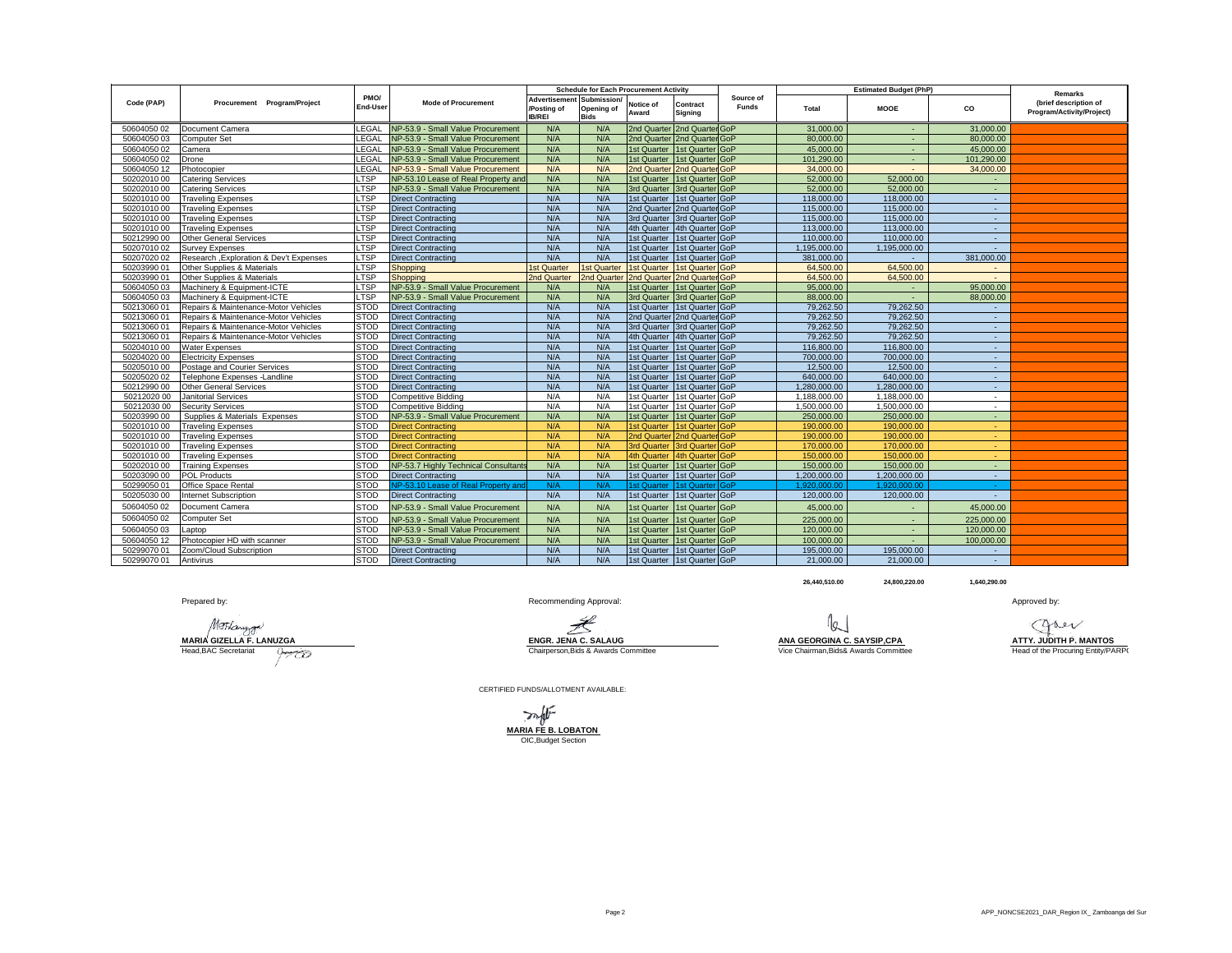| Code (PAP) | Procurement Program/Project | PMO/ End-User | Mode of Procurement | Schedule for Each Procurement Activity | | | | Source of Funds | Estimated Budget (PhP) | | | Remarks (brief description of Program/Activity/Project) |
|---|---|---|---|---|---|---|---|---|---|---|---|---|
| | | | | Advertisement /Posting of IB/REI | Submission/ Opening of Bids | Notice of Award | Contract Signing | | Total | MOOE | CO | |
| 50604050 02 | Document Camera | LEGAL | NP-53.9 - Small Value Procurement | N/A | N/A | 2nd Quarter | 2nd Quarter | GoP | 31,000.00 | - | 31,000.00 | |
| 50604050 03 | Computer Set | LEGAL | NP-53.9 - Small Value Procurement | N/A | N/A | 2nd Quarter | 2nd Quarter | GoP | 80,000.00 | - | 80,000.00 | |
| 50604050 02 | Camera | LEGAL | NP-53.9 - Small Value Procurement | N/A | N/A | 1st Quarter | 1st Quarter | GoP | 45,000.00 | - | 45,000.00 | |
| 50604050 02 | Drone | LEGAL | NP-53.9 - Small Value Procurement | N/A | N/A | 1st Quarter | 1st Quarter | GoP | 101,290.00 | - | 101,290.00 | |
| 50604050 12 | Photocopier | LEGAL | NP-53.9 - Small Value Procurement | N/A | N/A | 2nd Quarter | 2nd Quarter | GoP | 34,000.00 | - | 34,000.00 | |
| 50202010 00 | Catering Services | LTSP | NP-53.10 Lease of Real Property and | N/A | N/A | 1st Quarter | 1st Quarter | GoP | 52,000.00 | 52,000.00 | - | |
| 50202010 00 | Catering Services | LTSP | NP-53.9 - Small Value Procurement | N/A | N/A | 3rd Quarter | 3rd Quarter | GoP | 52,000.00 | 52,000.00 | - | |
| 50201010 00 | Traveling Expenses | LTSP | Direct Contracting | N/A | N/A | 1st Quarter | 1st Quarter | GoP | 118,000.00 | 118,000.00 | - | |
| 50201010 00 | Traveling Expenses | LTSP | Direct Contracting | N/A | N/A | 2nd Quarter | 2nd Quarter | GoP | 115,000.00 | 115,000.00 | - | |
| 50201010 00 | Traveling Expenses | LTSP | Direct Contracting | N/A | N/A | 3rd Quarter | 3rd Quarter | GoP | 115,000.00 | 115,000.00 | - | |
| 50201010 00 | Traveling Expenses | LTSP | Direct Contracting | N/A | N/A | 4th Quarter | 4th Quarter | GoP | 113,000.00 | 113,000.00 | - | |
| 50212990 00 | Other General Services | LTSP | Direct Contracting | N/A | N/A | 1st Quarter | 1st Quarter | GoP | 110,000.00 | 110,000.00 | - | |
| 50207010 02 | Survey Expenses | LTSP | Direct Contracting | N/A | N/A | 1st Quarter | 1st Quarter | GoP | 1,195,000.00 | 1,195,000.00 | - | |
| 50207020 02 | Research ,Exploration & Dev't Expenses | LTSP | Direct Contracting | N/A | N/A | 1st Quarter | 1st Quarter | GoP | 381,000.00 | - | 381,000.00 | |
| 50203990 01 | Other Supplies & Materials | LTSP | Shopping | 1st Quarter | 1st Quarter | 1st Quarter | 1st Quarter | GoP | 64,500.00 | 64,500.00 | - | |
| 50203990 01 | Other Supplies & Materials | LTSP | Shopping | 2nd Quarter | 2nd Quarter | 2nd Quarter | 2nd Quarter | GoP | 64,500.00 | 64,500.00 | - | |
| 50604050 03 | Machinery & Equipment-ICTE | LTSP | NP-53.9 - Small Value Procurement | N/A | N/A | 1st Quarter | 1st Quarter | GoP | 95,000.00 | - | 95,000.00 | |
| 50604050 03 | Machinery & Equipment-ICTE | LTSP | NP-53.9 - Small Value Procurement | N/A | N/A | 3rd Quarter | 3rd Quarter | GoP | 88,000.00 | - | 88,000.00 | |
| 50213060 01 | Repairs & Maintenance-Motor Vehicles | STOD | Direct Contracting | N/A | N/A | 1st Quarter | 1st Quarter | GoP | 79,262.50 | 79,262.50 | - | |
| 50213060 01 | Repairs & Maintenance-Motor Vehicles | STOD | Direct Contracting | N/A | N/A | 2nd Quarter | 2nd Quarter | GoP | 79,262.50 | 79,262.50 | - | |
| 50213060 01 | Repairs & Maintenance-Motor Vehicles | STOD | Direct Contracting | N/A | N/A | 3rd Quarter | 3rd Quarter | GoP | 79,262.50 | 79,262.50 | - | |
| 50213060 01 | Repairs & Maintenance-Motor Vehicles | STOD | Direct Contracting | N/A | N/A | 4th Quarter | 4th Quarter | GoP | 79,262.50 | 79,262.50 | - | |
| 50204010 00 | Water Expenses | STOD | Direct Contracting | N/A | N/A | 1st Quarter | 1st Quarter | GoP | 116,800.00 | 116,800.00 | - | |
| 50204020 00 | Electricity Expenses | STOD | Direct Contracting | N/A | N/A | 1st Quarter | 1st Quarter | GoP | 700,000.00 | 700,000.00 | - | |
| 50205010 00 | Postage and Courier Services | STOD | Direct Contracting | N/A | N/A | 1st Quarter | 1st Quarter | GoP | 12,500.00 | 12,500.00 | - | |
| 50205020 02 | Telephone Expenses -Landline | STOD | Direct Contracting | N/A | N/A | 1st Quarter | 1st Quarter | GoP | 640,000.00 | 640,000.00 | - | |
| 50212990 00 | Other General Services | STOD | Direct Contracting | N/A | N/A | 1st Quarter | 1st Quarter | GoP | 1,280,000.00 | 1,280,000.00 | - | |
| 50212020 00 | Janitorial Services | STOD | Competitive Bidding | N/A | N/A | 1st Quarter | 1st Quarter | GoP | 1,188,000.00 | 1,188,000.00 | - | |
| 50212030 00 | Security Services | STOD | Competitive Bidding | N/A | N/A | 1st Quarter | 1st Quarter | GoP | 1,500,000.00 | 1,500,000.00 | - | |
| 50203990 00 | Supplies & Materials Expenses | STOD | NP-53.9 - Small Value Procurement | N/A | N/A | 1st Quarter | 1st Quarter | GoP | 250,000.00 | 250,000.00 | - | |
| 50201010 00 | Traveling Expenses | STOD | Direct Contracting | N/A | N/A | 1st Quarter | 1st Quarter | GoP | 190,000.00 | 190,000.00 | - | |
| 50201010 00 | Traveling Expenses | STOD | Direct Contracting | N/A | N/A | 2nd Quarter | 2nd Quarter | GoP | 190,000.00 | 190,000.00 | - | |
| 50201010 00 | Traveling Expenses | STOD | Direct Contracting | N/A | N/A | 3rd Quarter | 3rd Quarter | GoP | 170,000.00 | 170,000.00 | - | |
| 50201010 00 | Traveling Expenses | STOD | Direct Contracting | N/A | N/A | 4th Quarter | 4th Quarter | GoP | 150,000.00 | 150,000.00 | - | |
| 50202010 00 | Training Expenses | STOD | NP-53.7 Highly Technical Consultants | N/A | N/A | 1st Quarter | 1st Quarter | GoP | 150,000.00 | 150,000.00 | - | |
| 50203090 00 | POL Products | STOD | Direct Contracting | N/A | N/A | 1st Quarter | 1st Quarter | GoP | 1,200,000.00 | 1,200,000.00 | - | |
| 50299050 01 | Office Space Rental | STOD | NP-53.10 Lease of Real Property and | N/A | N/A | 1st Quarter | 1st Quarter | GoP | 1,920,000.00 | 1,920,000.00 | - | |
| 50205030 00 | Internet Subscription | STOD | Direct Contracting | N/A | N/A | 1st Quarter | 1st Quarter | GoP | 120,000.00 | 120,000.00 | - | |
| 50604050 02 | Document Camera | STOD | NP-53.9 - Small Value Procurement | N/A | N/A | 1st Quarter | 1st Quarter | GoP | 45,000.00 | - | 45,000.00 | |
| 50604050 02 | Computer Set | STOD | NP-53.9 - Small Value Procurement | N/A | N/A | 1st Quarter | 1st Quarter | GoP | 225,000.00 | - | 225,000.00 | |
| 50604050 03 | Laptop | STOD | NP-53.9 - Small Value Procurement | N/A | N/A | 1st Quarter | 1st Quarter | GoP | 120,000.00 | - | 120,000.00 | |
| 50604050 12 | Photocopier HD with scanner | STOD | NP-53.9 - Small Value Procurement | N/A | N/A | 1st Quarter | 1st Quarter | GoP | 100,000.00 | - | 100,000.00 | |
| 50299070 01 | Zoom/Cloud Subscription | STOD | Direct Contracting | N/A | N/A | 1st Quarter | 1st Quarter | GoP | 195,000.00 | 195,000.00 | - | |
| 50299070 01 | Antivirus | STOD | Direct Contracting | N/A | N/A | 1st Quarter | 1st Quarter | GoP | 21,000.00 | 21,000.00 | - | |
| | | | | | | | | | 26,440,510.00 | 24,800,220.00 | 1,640,290.00 | |

Prepared by:

**MARIA GIZELLA F. LANUZGA**
Head,BAC Secretariat

Recommending Approval:

**ENGR. JENA C. SALAUG**
Chairperson,Bids & Awards Committee

**ANA GEORGINA C. SAYSIP,CPA**
Vice Chairman,Bids& Awards Committee

Approved by:

**ATTY. JUDITH P. MANTOS**
Head of the Procuring Entity/PARPO

CERTIFIED FUNDS/ALLOTMENT AVAILABLE:

**MARIA FE B. LOBATON**
OIC,Budget Section